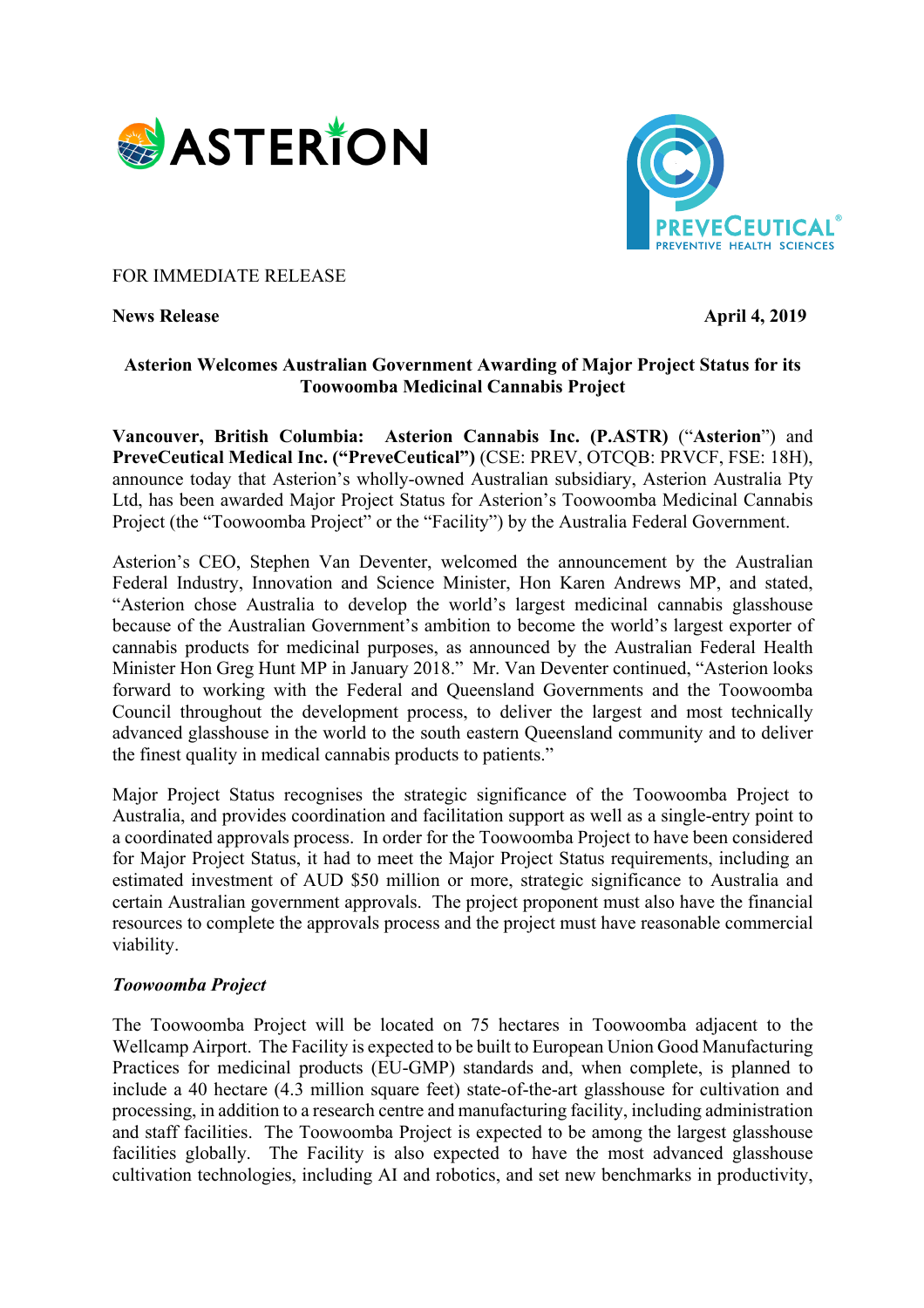FOR IMMEDIATE RELEASE

**News Release** **April 4, 2019**

**Asterion Welcomes Australian Government Awarding of Major Project Status for its Toowoomba Medicinal Cannabis Project**

**Vancouver, British Columbia: Asterion Cannabis Inc. (P.ASTR)** ("**Asterion**") and **PreveCeutical Medical Inc. ("PreveCeutical")** (CSE: PREV, OTCQB: PRVCF, FSE: 18H), announce today that Asterion's wholly-owned Australian subsidiary, Asterion Australia Pty Ltd, has been awarded Major Project Status for Asterion's Toowoomba Medicinal Cannabis Project (the "Toowoomba Project" or the "Facility") by the Australia Federal Government.

Asterion's CEO, Stephen Van Deventer, welcomed the announcement by the Australian Federal Industry, Innovation and Science Minister, Hon Karen Andrews MP, and stated, "Asterion chose Australia to develop the world's largest medicinal cannabis glasshouse because of the Australian Government's ambition to become the world's largest exporter of cannabis products for medicinal purposes, as announced by the Australian Federal Health Minister Hon Greg Hunt MP in January 2018." Mr. Van Deventer continued, "Asterion looks forward to working with the Federal and Queensland Governments and the Toowoomba Council throughout the development process, to deliver the largest and most technically advanced glasshouse in the world to the south eastern Queensland community and to deliver the finest quality in medical cannabis products to patients."

Major Project Status recognises the strategic significance of the Toowoomba Project to Australia, and provides coordination and facilitation support as well as a single-entry point to a coordinated approvals process. In order for the Toowoomba Project to have been considered for Major Project Status, it had to meet the Major Project Status requirements, including an estimated investment of AUD $50 million or more, strategic significance to Australia and certain Australian government approvals. The project proponent must also have the financial resources to complete the approvals process and the project must have reasonable commercial viability.

***Toowoomba Project***

The Toowoomba Project will be located on 75 hectares in Toowoomba adjacent to the Wellcamp Airport. The Facility is expected to be built to European Union Good Manufacturing Practices for medicinal products (EU-GMP) standards and, when complete, is planned to include a 40 hectare (4.3 million square feet) state-of-the-art glasshouse for cultivation and processing, in addition to a research centre and manufacturing facility, including administration and staff facilities. The Toowoomba Project is expected to be among the largest glasshouse facilities globally. The Facility is also expected to have the most advanced glasshouse cultivation technologies, including AI and robotics, and set new benchmarks in productivity,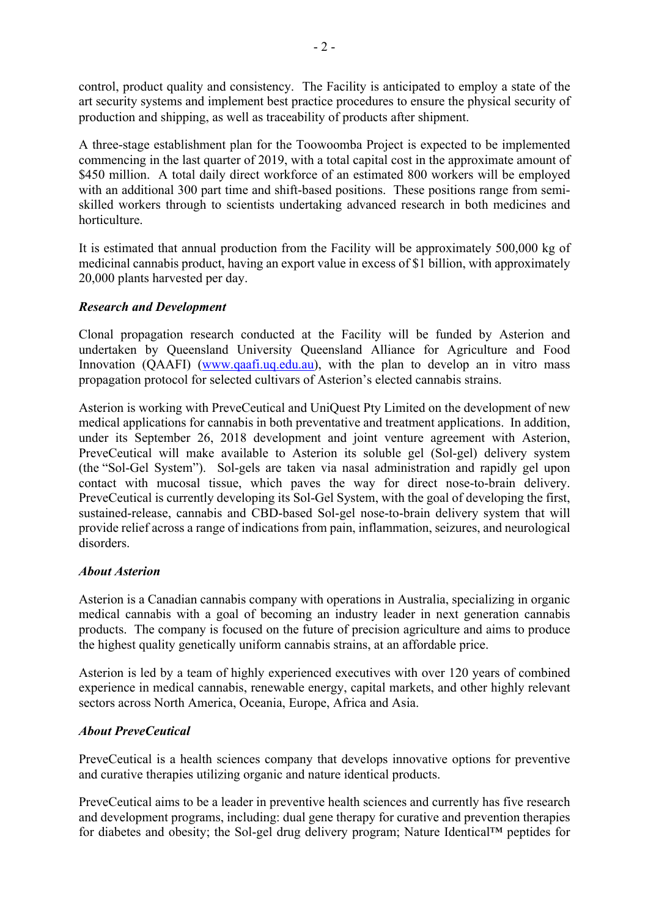control, product quality and consistency. The Facility is anticipated to employ a state of the art security systems and implement best practice procedures to ensure the physical security of production and shipping, as well as traceability of products after shipment.

A three-stage establishment plan for the Toowoomba Project is expected to be implemented commencing in the last quarter of 2019, with a total capital cost in the approximate amount of $450 million. A total daily direct workforce of an estimated 800 workers will be employed with an additional 300 part time and shift-based positions. These positions range from semi-skilled workers through to scientists undertaking advanced research in both medicines and horticulture.

It is estimated that annual production from the Facility will be approximately 500,000 kg of medicinal cannabis product, having an export value in excess of $1 billion, with approximately 20,000 plants harvested per day.

***Research and Development***

Clonal propagation research conducted at the Facility will be funded by Asterion and undertaken by Queensland University Queensland Alliance for Agriculture and Food Innovation (QAAFI) (www.qaafi.uq.edu.au), with the plan to develop an in vitro mass propagation protocol for selected cultivars of Asterion's elected cannabis strains.

Asterion is working with PreveCeutical and UniQuest Pty Limited on the development of new medical applications for cannabis in both preventative and treatment applications. In addition, under its September 26, 2018 development and joint venture agreement with Asterion, PreveCeutical will make available to Asterion its soluble gel (Sol-gel) delivery system (the "Sol-Gel System"). Sol-gels are taken via nasal administration and rapidly gel upon contact with mucosal tissue, which paves the way for direct nose-to-brain delivery. PreveCeutical is currently developing its Sol-Gel System, with the goal of developing the first, sustained-release, cannabis and CBD-based Sol-gel nose-to-brain delivery system that will provide relief across a range of indications from pain, inflammation, seizures, and neurological disorders.

***About Asterion***

Asterion is a Canadian cannabis company with operations in Australia, specializing in organic medical cannabis with a goal of becoming an industry leader in next generation cannabis products. The company is focused on the future of precision agriculture and aims to produce the highest quality genetically uniform cannabis strains, at an affordable price.

Asterion is led by a team of highly experienced executives with over 120 years of combined experience in medical cannabis, renewable energy, capital markets, and other highly relevant sectors across North America, Oceania, Europe, Africa and Asia.

***About PreveCeutical***

PreveCeutical is a health sciences company that develops innovative options for preventive and curative therapies utilizing organic and nature identical products.

PreveCeutical aims to be a leader in preventive health sciences and currently has five research and development programs, including: dual gene therapy for curative and prevention therapies for diabetes and obesity; the Sol-gel drug delivery program; Nature Identical™ peptides for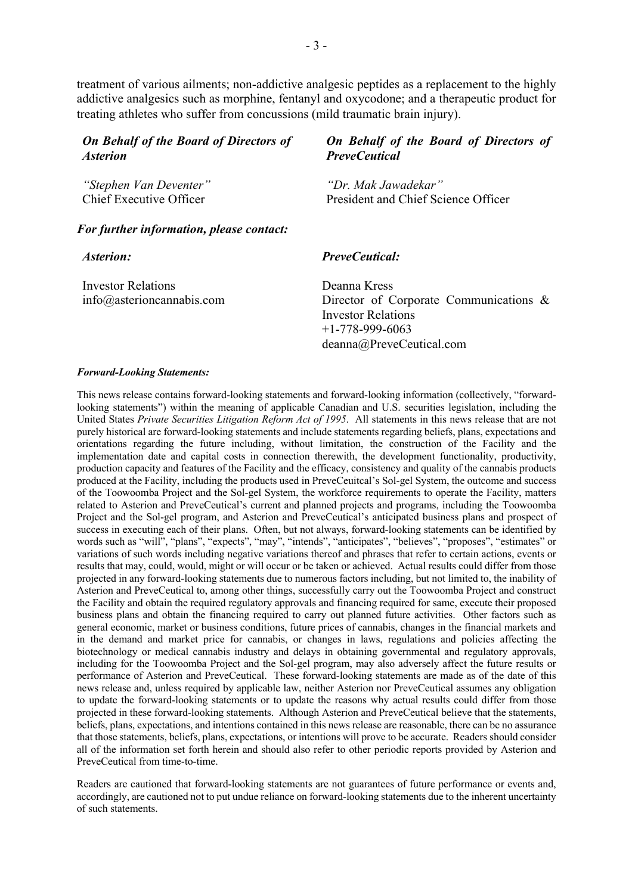treatment of various ailments; non-addictive analgesic peptides as a replacement to the highly addictive analgesics such as morphine, fentanyl and oxycodone; and a therapeutic product for treating athletes who suffer from concussions (mild traumatic brain injury).

***On Behalf of the Board of Directors of Asterion***

*"Stephen Van Deventer"*
Chief Executive Officer

***On Behalf of the Board of Directors of PreveCeutical***

*"Dr. Mak Jawadekar"*
President and Chief Science Officer

***For further information, please contact:***

***Asterion:***

Investor Relations
info@asterioncannabis.com

***PreveCeutical:***

Deanna Kress
Director of Corporate Communications & Investor Relations
+1-778-999-6063
deanna@PreveCeutical.com

***Forward-Looking Statements:***

This news release contains forward-looking statements and forward-looking information (collectively, "forward-looking statements") within the meaning of applicable Canadian and U.S. securities legislation, including the United States *Private Securities Litigation Reform Act of 1995*. All statements in this news release that are not purely historical are forward-looking statements and include statements regarding beliefs, plans, expectations and orientations regarding the future including, without limitation, the construction of the Facility and the implementation date and capital costs in connection therewith, the development functionality, productivity, production capacity and features of the Facility and the efficacy, consistency and quality of the cannabis products produced at the Facility, including the products used in PreveCeuitcal's Sol-gel System, the outcome and success of the Toowoomba Project and the Sol-gel System, the workforce requirements to operate the Facility, matters related to Asterion and PreveCeutical's current and planned projects and programs, including the Toowoomba Project and the Sol-gel program, and Asterion and PreveCeutical's anticipated business plans and prospect of success in executing each of their plans. Often, but not always, forward-looking statements can be identified by words such as "will", "plans", "expects", "may", "intends", "anticipates", "believes", "proposes", "estimates" or variations of such words including negative variations thereof and phrases that refer to certain actions, events or results that may, could, would, might or will occur or be taken or achieved. Actual results could differ from those projected in any forward-looking statements due to numerous factors including, but not limited to, the inability of Asterion and PreveCeutical to, among other things, successfully carry out the Toowoomba Project and construct the Facility and obtain the required regulatory approvals and financing required for same, execute their proposed business plans and obtain the financing required to carry out planned future activities. Other factors such as general economic, market or business conditions, future prices of cannabis, changes in the financial markets and in the demand and market price for cannabis, or changes in laws, regulations and policies affecting the biotechnology or medical cannabis industry and delays in obtaining governmental and regulatory approvals, including for the Toowoomba Project and the Sol-gel program, may also adversely affect the future results or performance of Asterion and PreveCeutical. These forward-looking statements are made as of the date of this news release and, unless required by applicable law, neither Asterion nor PreveCeutical assumes any obligation to update the forward-looking statements or to update the reasons why actual results could differ from those projected in these forward-looking statements. Although Asterion and PreveCeutical believe that the statements, beliefs, plans, expectations, and intentions contained in this news release are reasonable, there can be no assurance that those statements, beliefs, plans, expectations, or intentions will prove to be accurate. Readers should consider all of the information set forth herein and should also refer to other periodic reports provided by Asterion and PreveCeutical from time-to-time.

Readers are cautioned that forward-looking statements are not guarantees of future performance or events and, accordingly, are cautioned not to put undue reliance on forward-looking statements due to the inherent uncertainty of such statements.